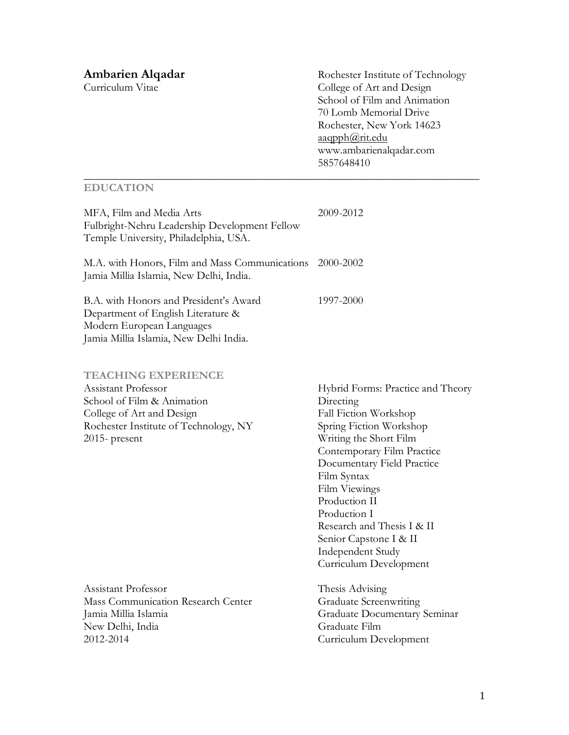# Ambarien Alqadar

Curriculum Vitae

Rochester Institute of Technology
College of Art and Design
School of Film and Animation
70 Lomb Memorial Drive
Rochester, New York 14623
aaqpph@rit.edu
www.ambarienalqadar.com
5857648410

---

## EDUCATION

MFA, Film and Media Arts — 2009-2012
Fulbright-Nehru Leadership Development Fellow
Temple University, Philadelphia, USA.

M.A. with Honors, Film and Mass Communications — 2000-2002
Jamia Millia Islamia, New Delhi, India.

B.A. with Honors and President's Award — 1997-2000
Department of English Literature &
Modern European Languages
Jamia Millia Islamia, New Delhi India.

## TEACHING EXPERIENCE

Assistant Professor
School of Film & Animation
College of Art and Design
Rochester Institute of Technology, NY
2015- present

- Hybrid Forms: Practice and Theory
- Directing
- Fall Fiction Workshop
- Spring Fiction Workshop
- Writing the Short Film
- Contemporary Film Practice
- Documentary Field Practice
- Film Syntax
- Film Viewings
- Production II
- Production I
- Research and Thesis I & II
- Senior Capstone I & II
- Independent Study
- Curriculum Development

Assistant Professor
Mass Communication Research Center
Jamia Millia Islamia
New Delhi, India
2012-2014

- Thesis Advising
- Graduate Screenwriting
- Graduate Documentary Seminar
- Graduate Film
- Curriculum Development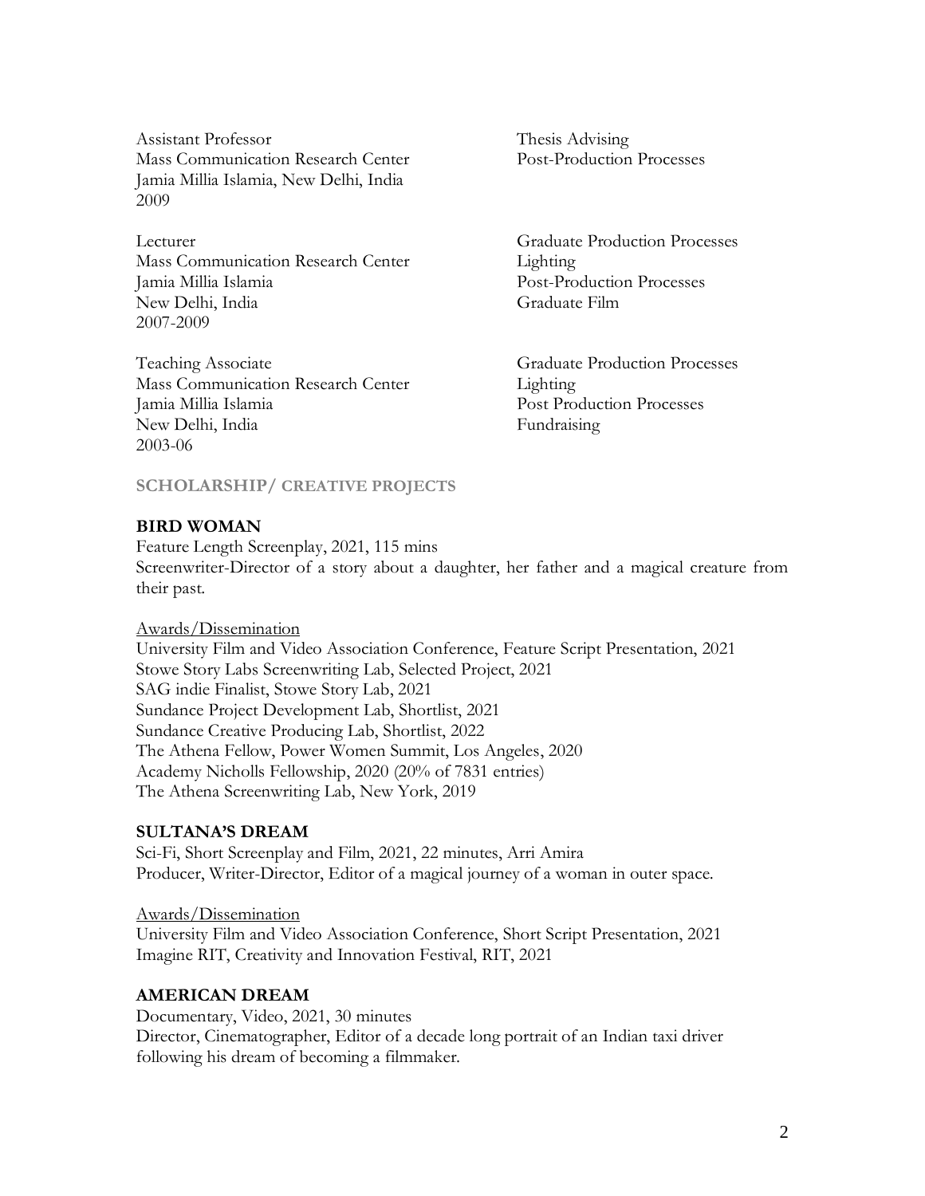Assistant Professor
Mass Communication Research Center
Jamia Millia Islamia, New Delhi, India
2009

Thesis Advising
Post-Production Processes

Lecturer
Mass Communication Research Center
Jamia Millia Islamia
New Delhi, India
2007-2009

Graduate Production Processes
Lighting
Post-Production Processes
Graduate Film

Teaching Associate
Mass Communication Research Center
Jamia Millia Islamia
New Delhi, India
2003-06

Graduate Production Processes
Lighting
Post Production Processes
Fundraising

## SCHOLARSHIP/ CREATIVE PROJECTS

### BIRD WOMAN

Feature Length Screenplay, 2021, 115 mins
Screenwriter-Director of a story about a daughter, her father and a magical creature from their past.

Awards/Dissemination
University Film and Video Association Conference, Feature Script Presentation, 2021
Stowe Story Labs Screenwriting Lab, Selected Project, 2021
SAG indie Finalist, Stowe Story Lab, 2021
Sundance Project Development Lab, Shortlist, 2021
Sundance Creative Producing Lab, Shortlist, 2022
The Athena Fellow, Power Women Summit, Los Angeles, 2020
Academy Nicholls Fellowship, 2020 (20% of 7831 entries)
The Athena Screenwriting Lab, New York, 2019

### SULTANA'S DREAM

Sci-Fi, Short Screenplay and Film, 2021, 22 minutes, Arri Amira
Producer, Writer-Director, Editor of a magical journey of a woman in outer space.

Awards/Dissemination
University Film and Video Association Conference, Short Script Presentation, 2021
Imagine RIT, Creativity and Innovation Festival, RIT, 2021

### AMERICAN DREAM

Documentary, Video, 2021, 30 minutes
Director, Cinematographer, Editor of a decade long portrait of an Indian taxi driver following his dream of becoming a filmmaker.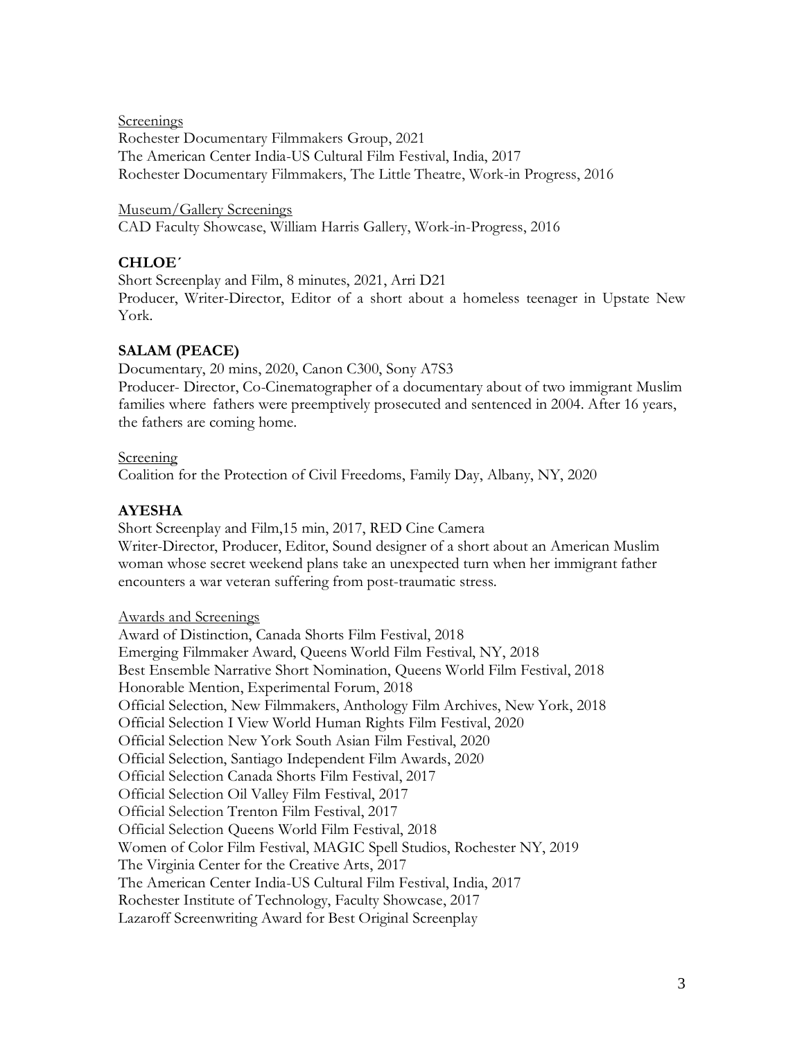Screenings

Rochester Documentary Filmmakers Group, 2021
The American Center India-US Cultural Film Festival, India, 2017
Rochester Documentary Filmmakers, The Little Theatre, Work-in Progress, 2016

Museum/Gallery Screenings

CAD Faculty Showcase, William Harris Gallery, Work-in-Progress, 2016

### CHLOE´

Short Screenplay and Film, 8 minutes, 2021, Arri D21
Producer, Writer-Director, Editor of a short about a homeless teenager in Upstate New York.

### SALAM (PEACE)

Documentary, 20 mins, 2020, Canon C300, Sony A7S3
Producer- Director, Co-Cinematographer of a documentary about of two immigrant Muslim families where fathers were preemptively prosecuted and sentenced in 2004. After 16 years, the fathers are coming home.

Screening

Coalition for the Protection of Civil Freedoms, Family Day, Albany, NY, 2020

### AYESHA

Short Screenplay and Film,15 min, 2017, RED Cine Camera
Writer-Director, Producer, Editor, Sound designer of a short about an American Muslim woman whose secret weekend plans take an unexpected turn when her immigrant father encounters a war veteran suffering from post-traumatic stress.

Awards and Screenings

Award of Distinction, Canada Shorts Film Festival, 2018
Emerging Filmmaker Award, Queens World Film Festival, NY, 2018
Best Ensemble Narrative Short Nomination, Queens World Film Festival, 2018
Honorable Mention, Experimental Forum, 2018
Official Selection, New Filmmakers, Anthology Film Archives, New York, 2018
Official Selection I View World Human Rights Film Festival, 2020
Official Selection New York South Asian Film Festival, 2020
Official Selection, Santiago Independent Film Awards, 2020
Official Selection Canada Shorts Film Festival, 2017
Official Selection Oil Valley Film Festival, 2017
Official Selection Trenton Film Festival, 2017
Official Selection Queens World Film Festival, 2018
Women of Color Film Festival, MAGIC Spell Studios, Rochester NY, 2019
The Virginia Center for the Creative Arts, 2017
The American Center India-US Cultural Film Festival, India, 2017
Rochester Institute of Technology, Faculty Showcase, 2017
Lazaroff Screenwriting Award for Best Original Screenplay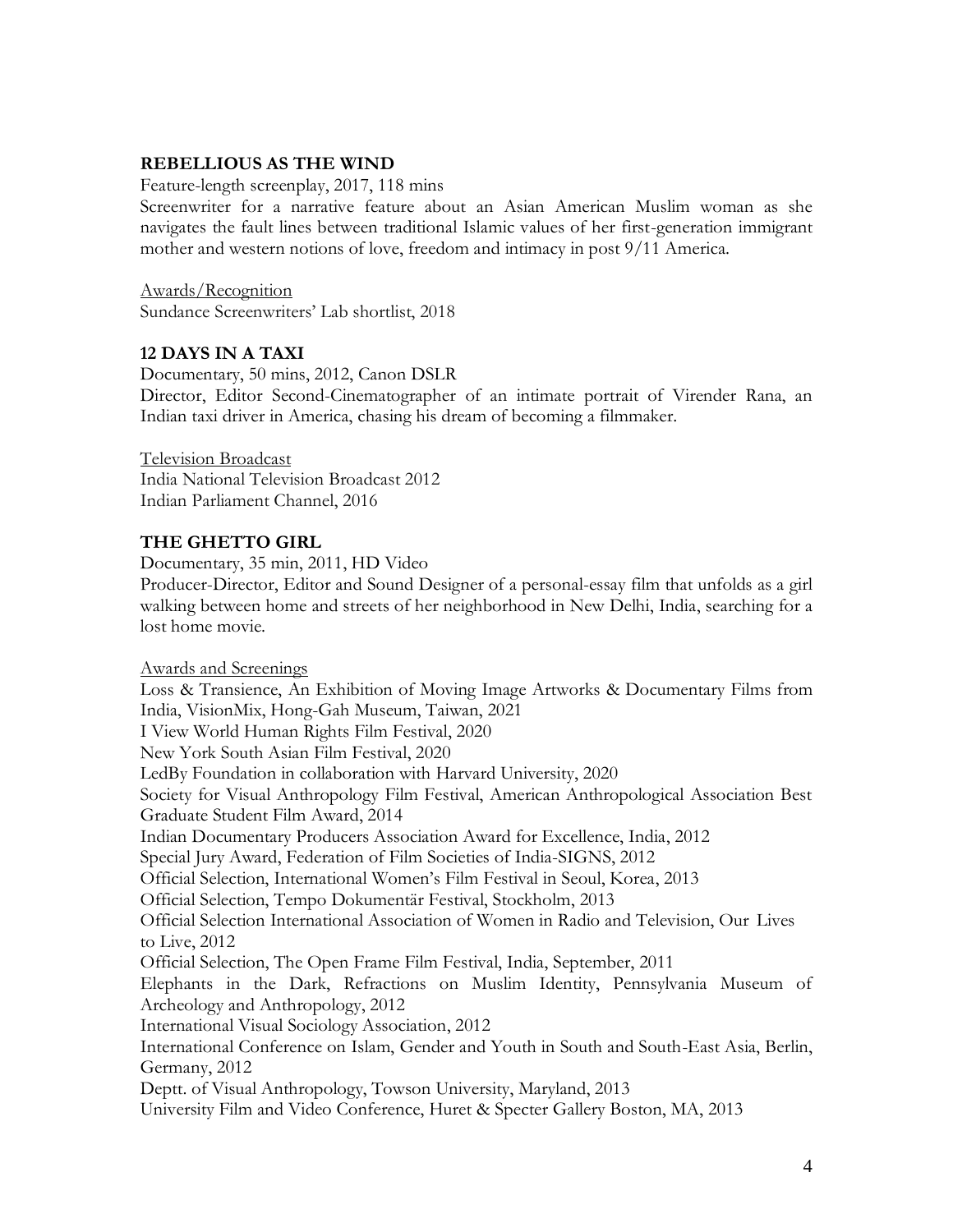**REBELLIOUS AS THE WIND**

Feature-length screenplay, 2017, 118 mins

Screenwriter for a narrative feature about an Asian American Muslim woman as she navigates the fault lines between traditional Islamic values of her first-generation immigrant mother and western notions of love, freedom and intimacy in post 9/11 America.

Awards/Recognition

Sundance Screenwriters' Lab shortlist, 2018

**12 DAYS IN A TAXI**

Documentary, 50 mins, 2012, Canon DSLR

Director, Editor Second-Cinematographer of an intimate portrait of Virender Rana, an Indian taxi driver in America, chasing his dream of becoming a filmmaker.

Television Broadcast

India National Television Broadcast 2012
Indian Parliament Channel, 2016

**THE GHETTO GIRL**

Documentary, 35 min, 2011, HD Video

Producer-Director, Editor and Sound Designer of a personal-essay film that unfolds as a girl walking between home and streets of her neighborhood in New Delhi, India, searching for a lost home movie.

Awards and Screenings

Loss & Transience, An Exhibition of Moving Image Artworks & Documentary Films from India, VisionMix, Hong-Gah Museum, Taiwan, 2021
I View World Human Rights Film Festival, 2020
New York South Asian Film Festival, 2020
LedBy Foundation in collaboration with Harvard University, 2020
Society for Visual Anthropology Film Festival, American Anthropological Association Best Graduate Student Film Award, 2014
Indian Documentary Producers Association Award for Excellence, India, 2012
Special Jury Award, Federation of Film Societies of India-SIGNS, 2012
Official Selection, International Women's Film Festival in Seoul, Korea, 2013
Official Selection, Tempo Dokumentär Festival, Stockholm, 2013
Official Selection International Association of Women in Radio and Television, Our Lives to Live, 2012
Official Selection, The Open Frame Film Festival, India, September, 2011
Elephants in the Dark, Refractions on Muslim Identity, Pennsylvania Museum of Archeology and Anthropology, 2012
International Visual Sociology Association, 2012
International Conference on Islam, Gender and Youth in South and South-East Asia, Berlin, Germany, 2012
Deptt. of Visual Anthropology, Towson University, Maryland, 2013
University Film and Video Conference, Huret & Specter Gallery Boston, MA, 2013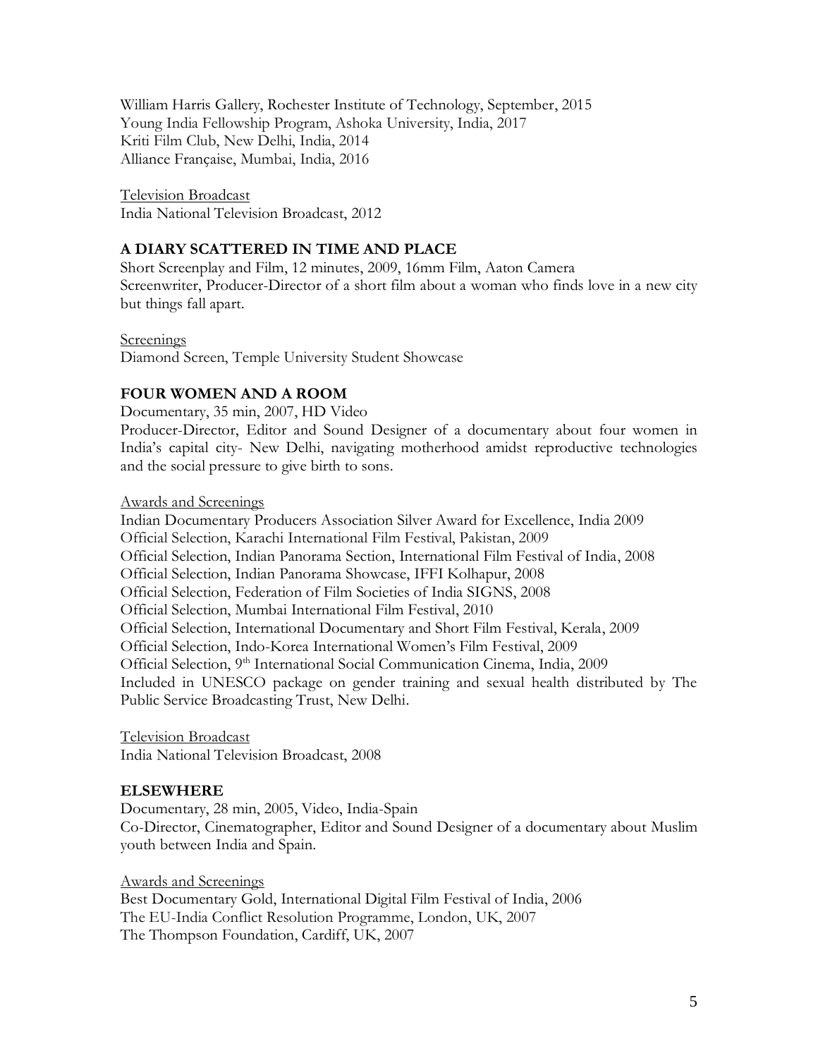William Harris Gallery, Rochester Institute of Technology, September, 2015
Young India Fellowship Program, Ashoka University, India, 2017
Kriti Film Club, New Delhi, India, 2014
Alliance Française, Mumbai, India, 2016

<u>Television Broadcast</u>
India National Television Broadcast, 2012

### A DIARY SCATTERED IN TIME AND PLACE

Short Screenplay and Film, 12 minutes, 2009, 16mm Film, Aaton Camera
Screenwriter, Producer-Director of a short film about a woman who finds love in a new city but things fall apart.

<u>Screenings</u>
Diamond Screen, Temple University Student Showcase

### FOUR WOMEN AND A ROOM

Documentary, 35 min, 2007, HD Video
Producer-Director, Editor and Sound Designer of a documentary about four women in India's capital city- New Delhi, navigating motherhood amidst reproductive technologies and the social pressure to give birth to sons.

<u>Awards and Screenings</u>
Indian Documentary Producers Association Silver Award for Excellence, India 2009
Official Selection, Karachi International Film Festival, Pakistan, 2009
Official Selection, Indian Panorama Section, International Film Festival of India, 2008
Official Selection, Indian Panorama Showcase, IFFI Kolhapur, 2008
Official Selection, Federation of Film Societies of India SIGNS, 2008
Official Selection, Mumbai International Film Festival, 2010
Official Selection, International Documentary and Short Film Festival, Kerala, 2009
Official Selection, Indo-Korea International Women's Film Festival, 2009
Official Selection, 9th International Social Communication Cinema, India, 2009
Included in UNESCO package on gender training and sexual health distributed by The Public Service Broadcasting Trust, New Delhi.

<u>Television Broadcast</u>
India National Television Broadcast, 2008

### ELSEWHERE

Documentary, 28 min, 2005, Video, India-Spain
Co-Director, Cinematographer, Editor and Sound Designer of a documentary about Muslim youth between India and Spain.

<u>Awards and Screenings</u>
Best Documentary Gold, International Digital Film Festival of India, 2006
The EU-India Conflict Resolution Programme, London, UK, 2007
The Thompson Foundation, Cardiff, UK, 2007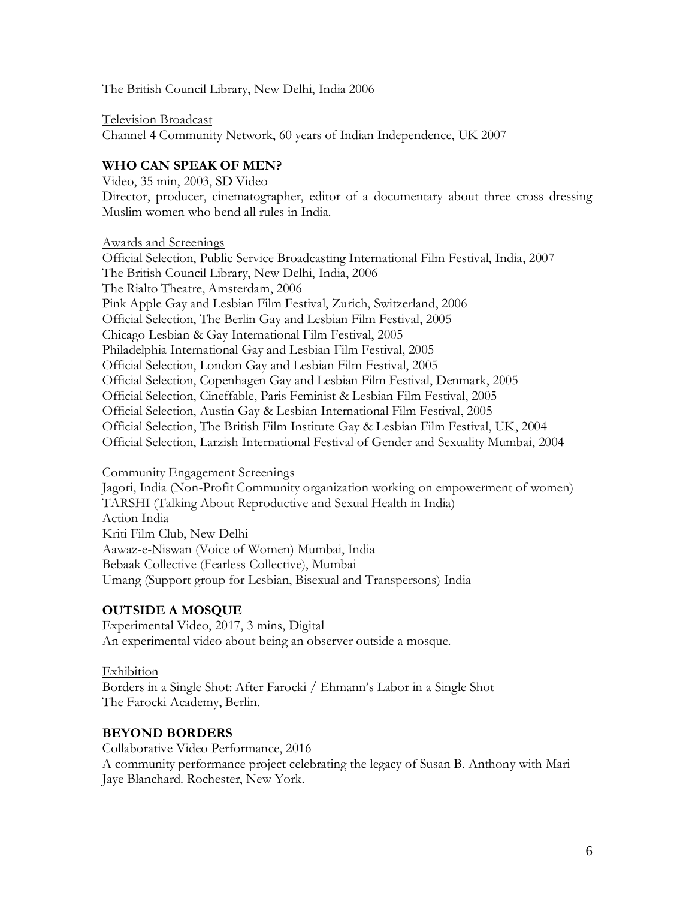The British Council Library, New Delhi, India 2006

Television Broadcast
Channel 4 Community Network, 60 years of Indian Independence, UK 2007

### WHO CAN SPEAK OF MEN?

Video, 35 min, 2003, SD Video
Director, producer, cinematographer, editor of a documentary about three cross dressing Muslim women who bend all rules in India.

Awards and Screenings
Official Selection, Public Service Broadcasting International Film Festival, India, 2007
The British Council Library, New Delhi, India, 2006
The Rialto Theatre, Amsterdam, 2006
Pink Apple Gay and Lesbian Film Festival, Zurich, Switzerland, 2006
Official Selection, The Berlin Gay and Lesbian Film Festival, 2005
Chicago Lesbian & Gay International Film Festival, 2005
Philadelphia International Gay and Lesbian Film Festival, 2005
Official Selection, London Gay and Lesbian Film Festival, 2005
Official Selection, Copenhagen Gay and Lesbian Film Festival, Denmark, 2005
Official Selection, Cineffable, Paris Feminist & Lesbian Film Festival, 2005
Official Selection, Austin Gay & Lesbian International Film Festival, 2005
Official Selection, The British Film Institute Gay & Lesbian Film Festival, UK, 2004
Official Selection, Larzish International Festival of Gender and Sexuality Mumbai, 2004

Community Engagement Screenings
Jagori, India (Non-Profit Community organization working on empowerment of women)
TARSHI (Talking About Reproductive and Sexual Health in India)
Action India
Kriti Film Club, New Delhi
Aawaz-e-Niswan (Voice of Women) Mumbai, India
Bebaak Collective (Fearless Collective), Mumbai
Umang (Support group for Lesbian, Bisexual and Transpersons) India

### OUTSIDE A MOSQUE

Experimental Video, 2017, 3 mins, Digital
An experimental video about being an observer outside a mosque.

Exhibition
Borders in a Single Shot: After Farocki / Ehmann's Labor in a Single Shot
The Farocki Academy, Berlin.

### BEYOND BORDERS

Collaborative Video Performance, 2016
A community performance project celebrating the legacy of Susan B. Anthony with Mari Jaye Blanchard. Rochester, New York.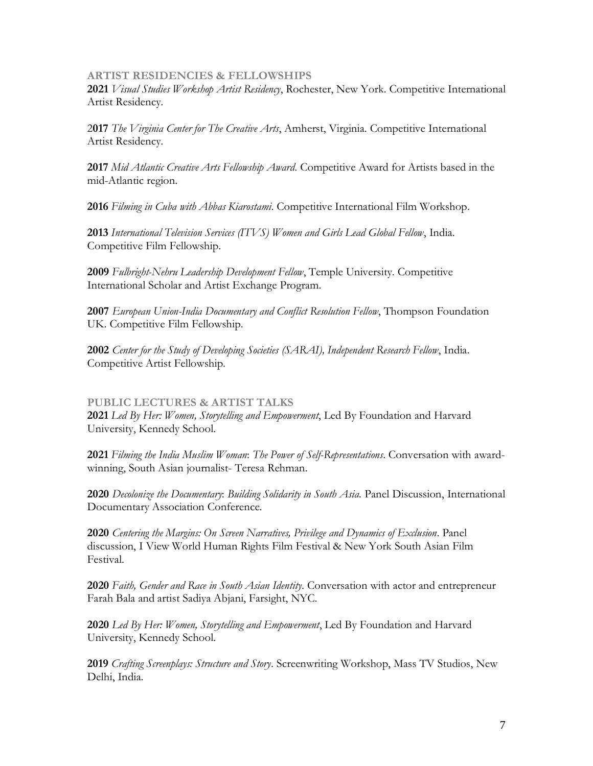## ARTIST RESIDENCIES & FELLOWSHIPS

**2021** *Visual Studies Workshop Artist Residency*, Rochester, New York. Competitive International Artist Residency.

2**017** *The Virginia Center for The Creative Arts*, Amherst, Virginia. Competitive International Artist Residency.

**2017** *Mid Atlantic Creative Arts Fellowship Award*. Competitive Award for Artists based in the mid-Atlantic region.

**2016** *Filming in Cuba with Abbas Kiarostami*. Competitive International Film Workshop.

**2013** *International Television Services (ITVS) Women and Girls Lead Global Fellow*, India. Competitive Film Fellowship.

**2009** *Fulbright-Nehru Leadership Development Fellow*, Temple University. Competitive International Scholar and Artist Exchange Program.

**2007** *European Union-India Documentary and Conflict Resolution Fellow*, Thompson Foundation UK. Competitive Film Fellowship.

**2002** *Center for the Study of Developing Societies (SARAI), Independent Research Fellow*, India. Competitive Artist Fellowship.

## PUBLIC LECTURES & ARTIST TALKS

**2021** *Led By Her: Women, Storytelling and Empowerment*, Led By Foundation and Harvard University, Kennedy School.

**2021** *Filming the India Muslim Woman*: *The Power of Self-Representations*. Conversation with award-winning, South Asian journalist- Teresa Rehman.

**2020** *Decolonize the Documentary*: *Building Solidarity in South Asia.* Panel Discussion, International Documentary Association Conference.

**2020** *Centering the Margins: On Screen Narratives, Privilege and Dynamics of Exclusion*. Panel discussion, I View World Human Rights Film Festival & New York South Asian Film Festival.

**2020** *Faith, Gender and Race in South Asian Identity*. Conversation with actor and entrepreneur Farah Bala and artist Sadiya Abjani, Farsight, NYC.

**2020** *Led By Her: Women, Storytelling and Empowerment*, Led By Foundation and Harvard University, Kennedy School.

**2019** *Crafting Screenplays: Structure and Story*. Screenwriting Workshop, Mass TV Studios, New Delhi, India.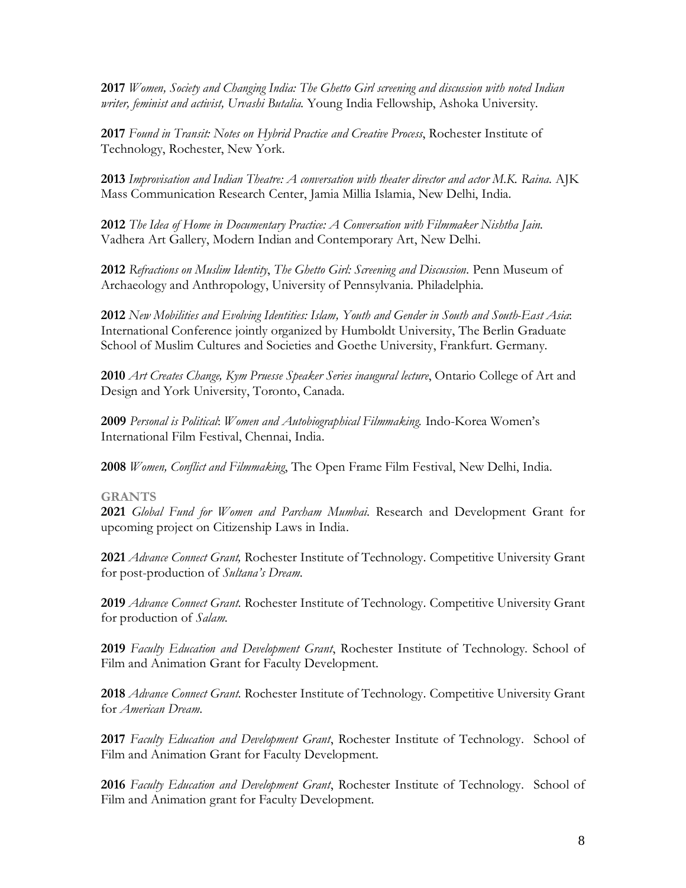**2017** *Women, Society and Changing India: The Ghetto Girl screening and discussion with noted Indian writer, feminist and activist, Urvashi Butalia.* Young India Fellowship, Ashoka University.

**2017** *Found in Transit: Notes on Hybrid Practice and Creative Process*, Rochester Institute of Technology, Rochester, New York.

**2013** *Improvisation and Indian Theatre: A conversation with theater director and actor M.K. Raina.* AJK Mass Communication Research Center, Jamia Millia Islamia, New Delhi, India.

**2012** *The Idea of Home in Documentary Practice: A Conversation with Filmmaker Nishtha Jain.* Vadhera Art Gallery, Modern Indian and Contemporary Art, New Delhi.

**2012** *Refractions on Muslim Identity*, *The Ghetto Girl: Screening and Discussion.* Penn Museum of Archaeology and Anthropology, University of Pennsylvania. Philadelphia.

**2012** *New Mobilities and Evolving Identities: Islam, Youth and Gender in South and South-East Asia*: International Conference jointly organized by Humboldt University, The Berlin Graduate School of Muslim Cultures and Societies and Goethe University, Frankfurt. Germany.

**2010** *Art Creates Change, Kym Pruesse Speaker Series inaugural lecture*, Ontario College of Art and Design and York University, Toronto, Canada.

**2009** *Personal is Political*: *Women and Autobiographical Filmmaking.* Indo-Korea Women's International Film Festival, Chennai, India.

**2008** *Women, Conflict and Filmmaking*, The Open Frame Film Festival, New Delhi, India.

## GRANTS

**2021** *Global Fund for Women and Parcham Mumbai.* Research and Development Grant for upcoming project on Citizenship Laws in India.

**2021** *Advance Connect Grant,* Rochester Institute of Technology. Competitive University Grant for post-production of *Sultana's Dream*.

**2019** *Advance Connect Grant.* Rochester Institute of Technology. Competitive University Grant for production of *Salam*.

**2019** *Faculty Education and Development Grant*, Rochester Institute of Technology. School of Film and Animation Grant for Faculty Development.

**2018** *Advance Connect Grant.* Rochester Institute of Technology. Competitive University Grant for *American Dream*.

**2017** *Faculty Education and Development Grant*, Rochester Institute of Technology. School of Film and Animation Grant for Faculty Development.

**2016** *Faculty Education and Development Grant*, Rochester Institute of Technology. School of Film and Animation grant for Faculty Development.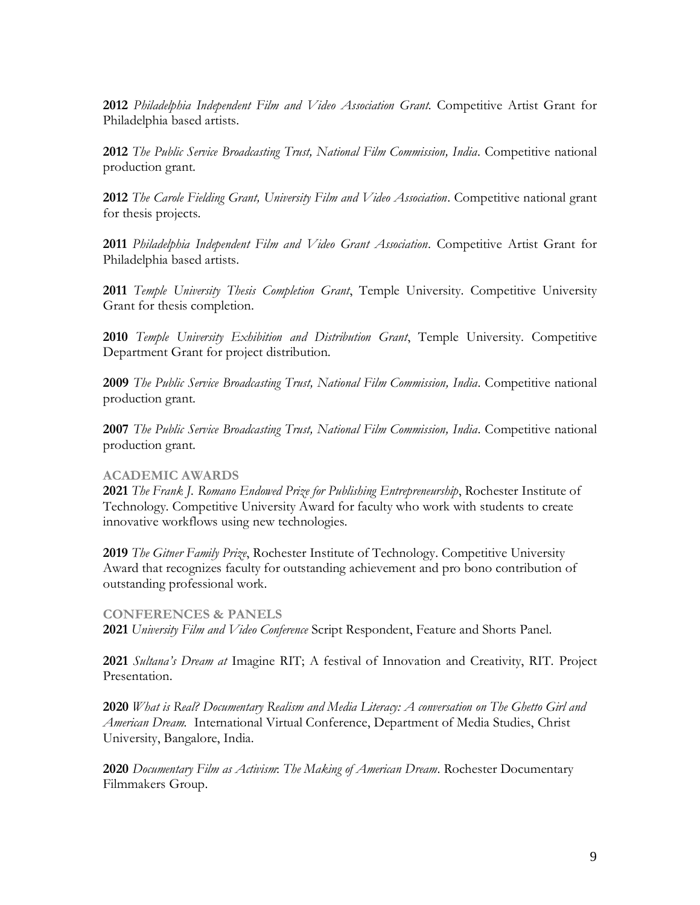**2012** *Philadelphia Independent Film and Video Association Grant*. Competitive Artist Grant for Philadelphia based artists.

**2012** *The Public Service Broadcasting Trust, National Film Commission, India*. Competitive national production grant.

**2012** *The Carole Fielding Grant, University Film and Video Association*. Competitive national grant for thesis projects.

**2011** *Philadelphia Independent Film and Video Grant Association*. Competitive Artist Grant for Philadelphia based artists.

**2011** *Temple University Thesis Completion Grant*, Temple University. Competitive University Grant for thesis completion.

**2010** *Temple University Exhibition and Distribution Grant*, Temple University. Competitive Department Grant for project distribution.

**2009** *The Public Service Broadcasting Trust, National Film Commission, India*. Competitive national production grant.

**2007** *The Public Service Broadcasting Trust, National Film Commission, India*. Competitive national production grant.

## ACADEMIC AWARDS

**2021** *The Frank J. Romano Endowed Prize for Publishing Entrepreneurship*, Rochester Institute of Technology. Competitive University Award for faculty who work with students to create innovative workflows using new technologies.

**2019** *The Gitner Family Prize*, Rochester Institute of Technology. Competitive University Award that recognizes faculty for outstanding achievement and pro bono contribution of outstanding professional work.

## CONFERENCES & PANELS

**2021** *University Film and Video Conference* Script Respondent, Feature and Shorts Panel.

**2021** *Sultana's Dream at* Imagine RIT; A festival of Innovation and Creativity, RIT. Project Presentation.

**2020** *What is Real? Documentary Realism and Media Literacy: A conversation on The Ghetto Girl and American Dream.* International Virtual Conference, Department of Media Studies, Christ University, Bangalore, India.

**2020** *Documentary Film as Activism: The Making of American Dream*. Rochester Documentary Filmmakers Group.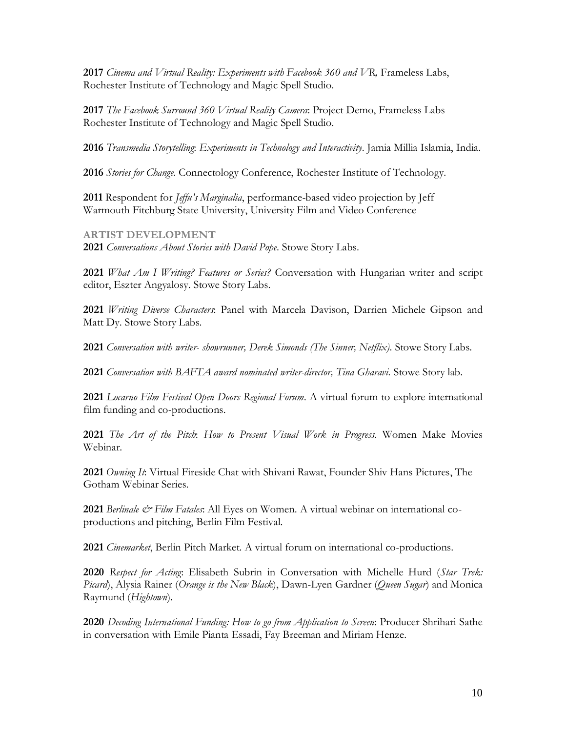**2017** *Cinema and Virtual Reality: Experiments with Facebook 360 and VR,* Frameless Labs, Rochester Institute of Technology and Magic Spell Studio.

**2017** *The Facebook Surround 360 Virtual Reality Camera*: Project Demo, Frameless Labs Rochester Institute of Technology and Magic Spell Studio.

**2016** *Transmedia Storytelling*: *Experiments in Technology and Interactivity*. Jamia Millia Islamia, India.

**2016** *Stories for Change*. Connectology Conference, Rochester Institute of Technology.

**2011** Respondent for *Jeffu's Marginalia*, performance-based video projection by Jeff Warmouth Fitchburg State University, University Film and Video Conference

## ARTIST DEVELOPMENT

**2021** *Conversations About Stories with David Pope*. Stowe Story Labs.

**2021** *What Am I Writing? Features or Series?* Conversation with Hungarian writer and script editor, Eszter Angyalosy. Stowe Story Labs.

**2021** *Writing Diverse Characters*: Panel with Marcela Davison, Darrien Michele Gipson and Matt Dy. Stowe Story Labs.

**2021** *Conversation with writer- showrunner, Derek Simonds (The Sinner, Netflix)*. Stowe Story Labs.

**2021** *Conversation with BAFTA award nominated writer-director, Tina Gharavi*. Stowe Story lab.

**2021** *Locarno Film Festival Open Doors Regional Forum*. A virtual forum to explore international film funding and co-productions.

**2021** *The Art of the Pitch*: *How to Present Visual Work in Progress*. Women Make Movies Webinar.

**2021** *Owning It*: Virtual Fireside Chat with Shivani Rawat, Founder Shiv Hans Pictures, The Gotham Webinar Series.

**2021** *Berlinale & Film Fatales*: All Eyes on Women. A virtual webinar on international co-productions and pitching, Berlin Film Festival.

**2021** *Cinemarket*, Berlin Pitch Market. A virtual forum on international co-productions.

**2020** *Respect for Acting*: Elisabeth Subrin in Conversation with Michelle Hurd (*Star Trek: Picard*), Alysia Rainer (*Orange is the New Black*), Dawn-Lyen Gardner (*Queen Sugar*) and Monica Raymund (*Hightown*).

**2020** *Decoding International Funding: How to go from Application to Screen*: Producer Shrihari Sathe in conversation with Emile Pianta Essadi, Fay Breeman and Miriam Henze.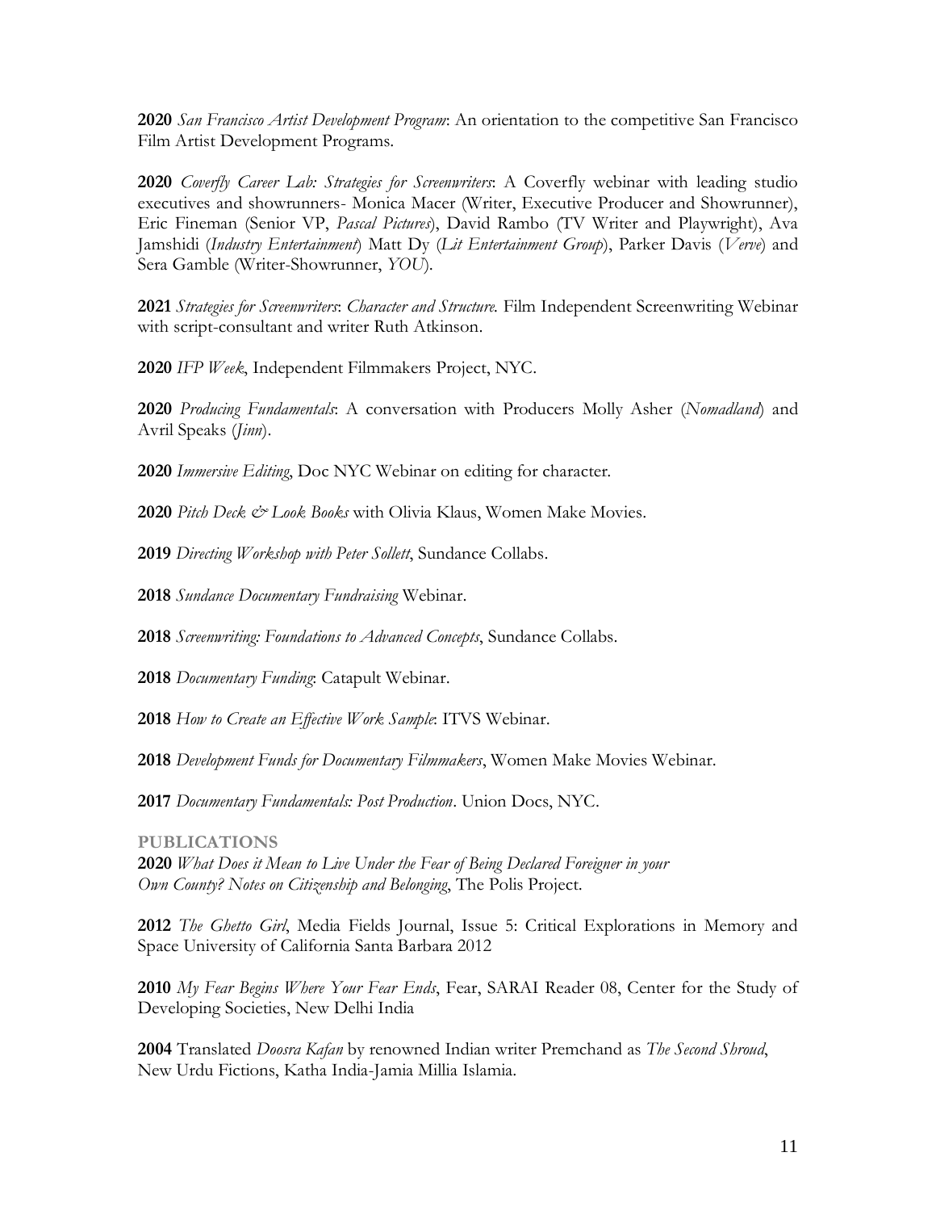**2020** *San Francisco Artist Development Program*: An orientation to the competitive San Francisco Film Artist Development Programs.

**2020** *Coverfly Career Lab: Strategies for Screenwriters*: A Coverfly webinar with leading studio executives and showrunners- Monica Macer (Writer, Executive Producer and Showrunner), Eric Fineman (Senior VP, *Pascal Pictures*), David Rambo (TV Writer and Playwright), Ava Jamshidi (*Industry Entertainment*) Matt Dy (*Lit Entertainment Group*), Parker Davis (*Verve*) and Sera Gamble (Writer-Showrunner, *YOU*).

**2021** *Strategies for Screenwriters*: *Character and Structure.* Film Independent Screenwriting Webinar with script-consultant and writer Ruth Atkinson.

**2020** *IFP Week*, Independent Filmmakers Project, NYC.

**2020** *Producing Fundamentals*: A conversation with Producers Molly Asher (*Nomadland*) and Avril Speaks (*Jinn*).

**2020** *Immersive Editing*, Doc NYC Webinar on editing for character.

**2020** *Pitch Deck & Look Books* with Olivia Klaus, Women Make Movies.

**2019** *Directing Workshop with Peter Sollett*, Sundance Collabs.

**2018** *Sundance Documentary Fundraising* Webinar.

**2018** *Screenwriting: Foundations to Advanced Concepts*, Sundance Collabs.

**2018** *Documentary Funding*: Catapult Webinar.

**2018** *How to Create an Effective Work Sample*: ITVS Webinar.

**2018** *Development Funds for Documentary Filmmakers*, Women Make Movies Webinar.

**2017** *Documentary Fundamentals: Post Production*. Union Docs, NYC.

## PUBLICATIONS

**2020** *What Does it Mean to Live Under the Fear of Being Declared Foreigner in your Own County? Notes on Citizenship and Belonging*, The Polis Project.

**2012** *The Ghetto Girl*, Media Fields Journal, Issue 5: Critical Explorations in Memory and Space University of California Santa Barbara 2012

**2010** *My Fear Begins Where Your Fear Ends*, Fear, SARAI Reader 08, Center for the Study of Developing Societies, New Delhi India

**2004** Translated *Doosra Kafan* by renowned Indian writer Premchand as *The Second Shroud*, New Urdu Fictions, Katha India-Jamia Millia Islamia.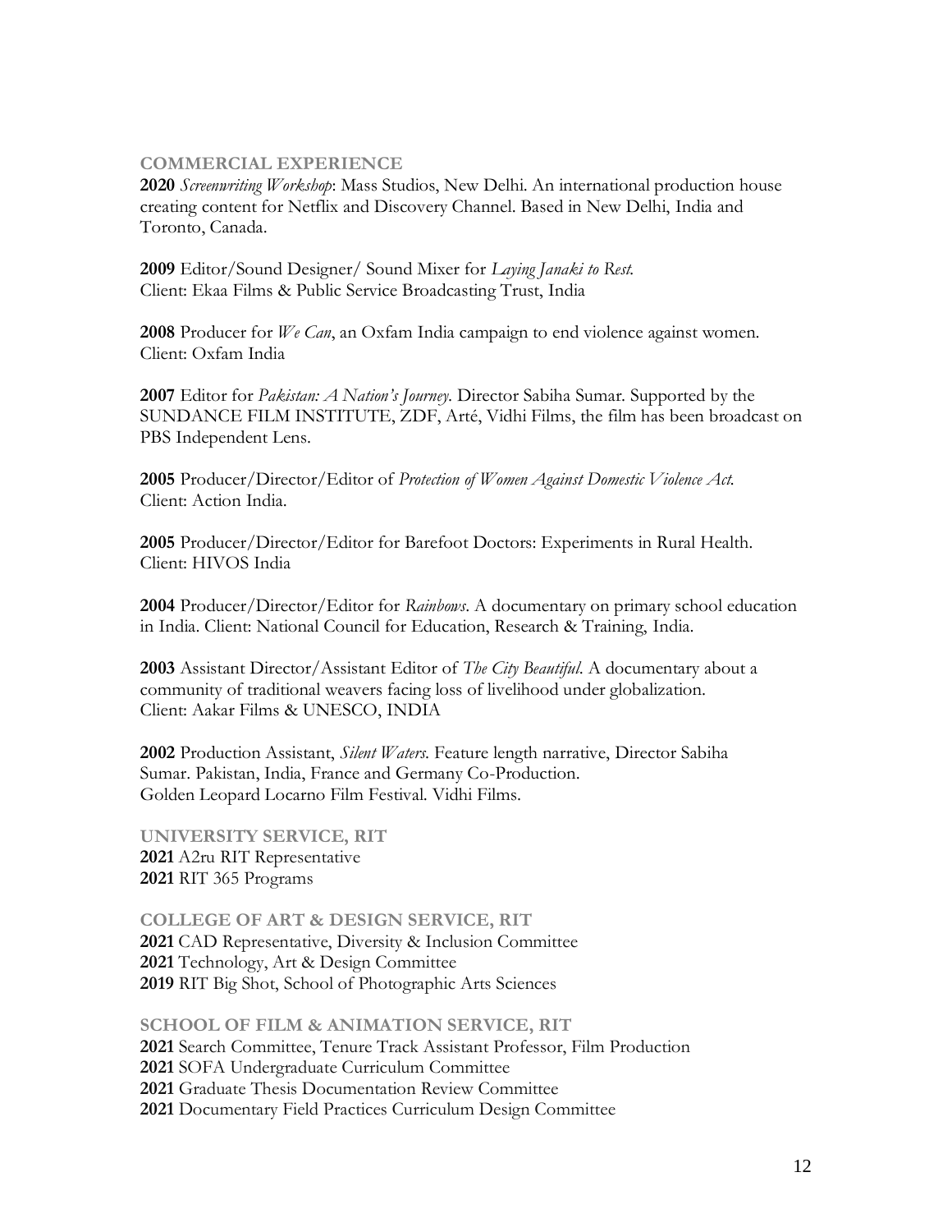## COMMERCIAL EXPERIENCE

**2020** *Screenwriting Workshop*: Mass Studios, New Delhi. An international production house creating content for Netflix and Discovery Channel. Based in New Delhi, India and Toronto, Canada.

**2009** Editor/Sound Designer/ Sound Mixer for *Laying Janaki to Rest.* Client: Ekaa Films & Public Service Broadcasting Trust, India

**2008** Producer for *We Can*, an Oxfam India campaign to end violence against women. Client: Oxfam India

**2007** Editor for *Pakistan: A Nation's Journey*. Director Sabiha Sumar. Supported by the SUNDANCE FILM INSTITUTE, ZDF, Arté, Vidhi Films, the film has been broadcast on PBS Independent Lens.

**2005** Producer/Director/Editor of *Protection of Women Against Domestic Violence Act.* Client: Action India.

**2005** Producer/Director/Editor for Barefoot Doctors: Experiments in Rural Health. Client: HIVOS India

**2004** Producer/Director/Editor for *Rainbows*. A documentary on primary school education in India. Client: National Council for Education, Research & Training, India.

**2003** Assistant Director/Assistant Editor of *The City Beautiful*. A documentary about a community of traditional weavers facing loss of livelihood under globalization. Client: Aakar Films & UNESCO, INDIA

**2002** Production Assistant, *Silent Waters.* Feature length narrative, Director Sabiha Sumar. Pakistan, India, France and Germany Co-Production. Golden Leopard Locarno Film Festival. Vidhi Films.

## UNIVERSITY SERVICE, RIT

**2021** A2ru RIT Representative
**2021** RIT 365 Programs

## COLLEGE OF ART & DESIGN SERVICE, RIT

**2021** CAD Representative, Diversity & Inclusion Committee
**2021** Technology, Art & Design Committee
**2019** RIT Big Shot, School of Photographic Arts Sciences

## SCHOOL OF FILM & ANIMATION SERVICE, RIT

**2021** Search Committee, Tenure Track Assistant Professor, Film Production
**2021** SOFA Undergraduate Curriculum Committee
**2021** Graduate Thesis Documentation Review Committee
**2021** Documentary Field Practices Curriculum Design Committee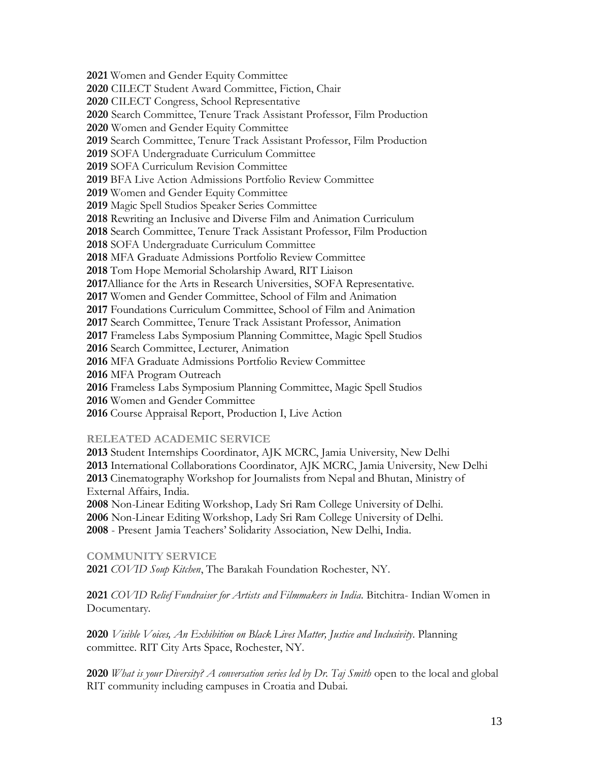**2021** Women and Gender Equity Committee
**2020** CILECT Student Award Committee, Fiction, Chair
**2020** CILECT Congress, School Representative
**2020** Search Committee, Tenure Track Assistant Professor, Film Production
**2020** Women and Gender Equity Committee
**2019** Search Committee, Tenure Track Assistant Professor, Film Production
**2019** SOFA Undergraduate Curriculum Committee
**2019** SOFA Curriculum Revision Committee
**2019** BFA Live Action Admissions Portfolio Review Committee
**2019** Women and Gender Equity Committee
**2019** Magic Spell Studios Speaker Series Committee
**2018** Rewriting an Inclusive and Diverse Film and Animation Curriculum
**2018** Search Committee, Tenure Track Assistant Professor, Film Production
**2018** SOFA Undergraduate Curriculum Committee
**2018** MFA Graduate Admissions Portfolio Review Committee
**2018** Tom Hope Memorial Scholarship Award, RIT Liaison
**2017**Alliance for the Arts in Research Universities, SOFA Representative.
**2017** Women and Gender Committee, School of Film and Animation
**2017** Foundations Curriculum Committee, School of Film and Animation
**2017** Search Committee, Tenure Track Assistant Professor, Animation
**2017** Frameless Labs Symposium Planning Committee, Magic Spell Studios
**2016** Search Committee, Lecturer, Animation
**2016** MFA Graduate Admissions Portfolio Review Committee
**2016** MFA Program Outreach
**2016** Frameless Labs Symposium Planning Committee, Magic Spell Studios
**2016** Women and Gender Committee
**2016** Course Appraisal Report, Production I, Live Action

### RELEATED ACADEMIC SERVICE

**2013** Student Internships Coordinator, AJK MCRC, Jamia University, New Delhi
**2013** International Collaborations Coordinator, AJK MCRC, Jamia University, New Delhi
**2013** Cinematography Workshop for Journalists from Nepal and Bhutan, Ministry of External Affairs, India.
**2008** Non-Linear Editing Workshop, Lady Sri Ram College University of Delhi.
**2006** Non-Linear Editing Workshop, Lady Sri Ram College University of Delhi.
**2008** - Present Jamia Teachers' Solidarity Association, New Delhi, India.

### COMMUNITY SERVICE

**2021** *COVID Soup Kitchen*, The Barakah Foundation Rochester, NY.

**2021** *COVID Relief Fundraiser for Artists and Filmmakers in India*. Bitchitra- Indian Women in Documentary.

**2020** *Visible Voices, An Exhibition on Black Lives Matter, Justice and Inclusivity*. Planning committee. RIT City Arts Space, Rochester, NY.

**2020** *What is your Diversity? A conversation series led by Dr. Taj Smith* open to the local and global RIT community including campuses in Croatia and Dubai.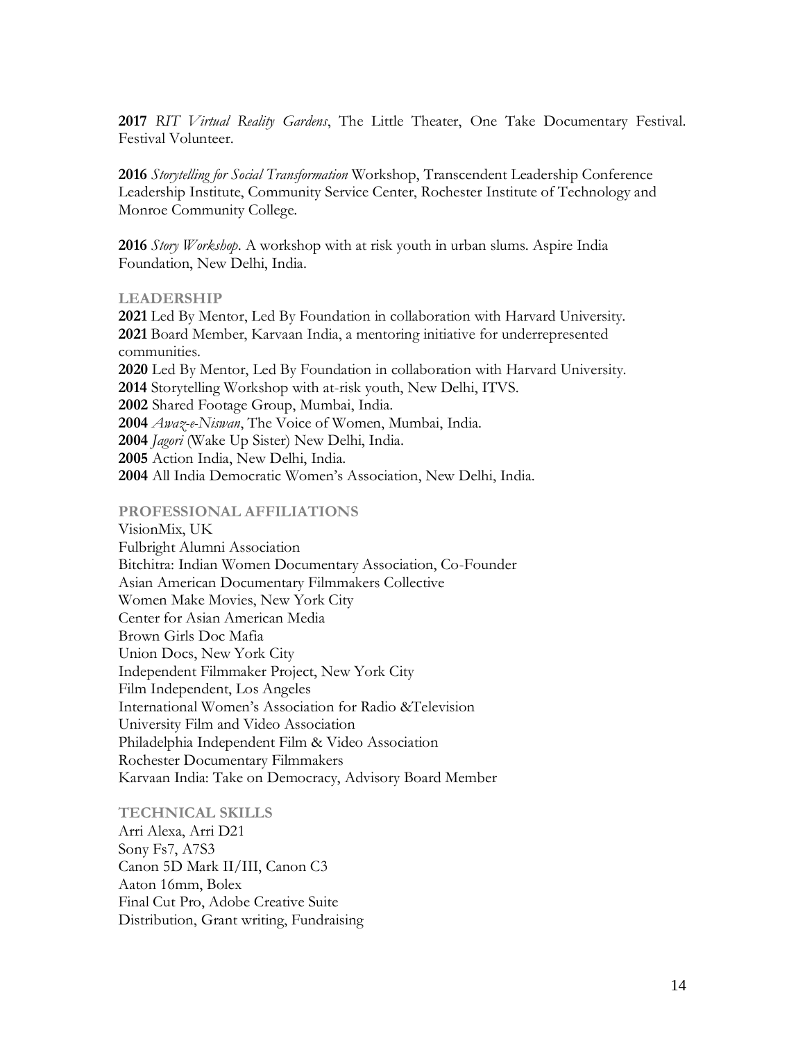**2017** *RIT Virtual Reality Gardens*, The Little Theater, One Take Documentary Festival. Festival Volunteer.

**2016** *Storytelling for Social Transformation* Workshop, Transcendent Leadership Conference Leadership Institute, Community Service Center, Rochester Institute of Technology and Monroe Community College.

**2016** *Story Workshop*. A workshop with at risk youth in urban slums. Aspire India Foundation, New Delhi, India.

## LEADERSHIP

**2021** Led By Mentor, Led By Foundation in collaboration with Harvard University.
**2021** Board Member, Karvaan India, a mentoring initiative for underrepresented communities.
**2020** Led By Mentor, Led By Foundation in collaboration with Harvard University.
**2014** Storytelling Workshop with at-risk youth, New Delhi, ITVS.
**2002** Shared Footage Group, Mumbai, India.
**2004** *Awaz-e-Niswan*, The Voice of Women, Mumbai, India.
**2004** *Jagori* (Wake Up Sister) New Delhi, India.
**2005** Action India, New Delhi, India.
**2004** All India Democratic Women's Association, New Delhi, India.

## PROFESSIONAL AFFILIATIONS

VisionMix, UK
Fulbright Alumni Association
Bitchitra: Indian Women Documentary Association, Co-Founder
Asian American Documentary Filmmakers Collective
Women Make Movies, New York City
Center for Asian American Media
Brown Girls Doc Mafia
Union Docs, New York City
Independent Filmmaker Project, New York City
Film Independent, Los Angeles
International Women's Association for Radio &Television
University Film and Video Association
Philadelphia Independent Film & Video Association
Rochester Documentary Filmmakers
Karvaan India: Take on Democracy, Advisory Board Member

## TECHNICAL SKILLS

Arri Alexa, Arri D21
Sony Fs7, A7S3
Canon 5D Mark II/III, Canon C3
Aaton 16mm, Bolex
Final Cut Pro, Adobe Creative Suite
Distribution, Grant writing, Fundraising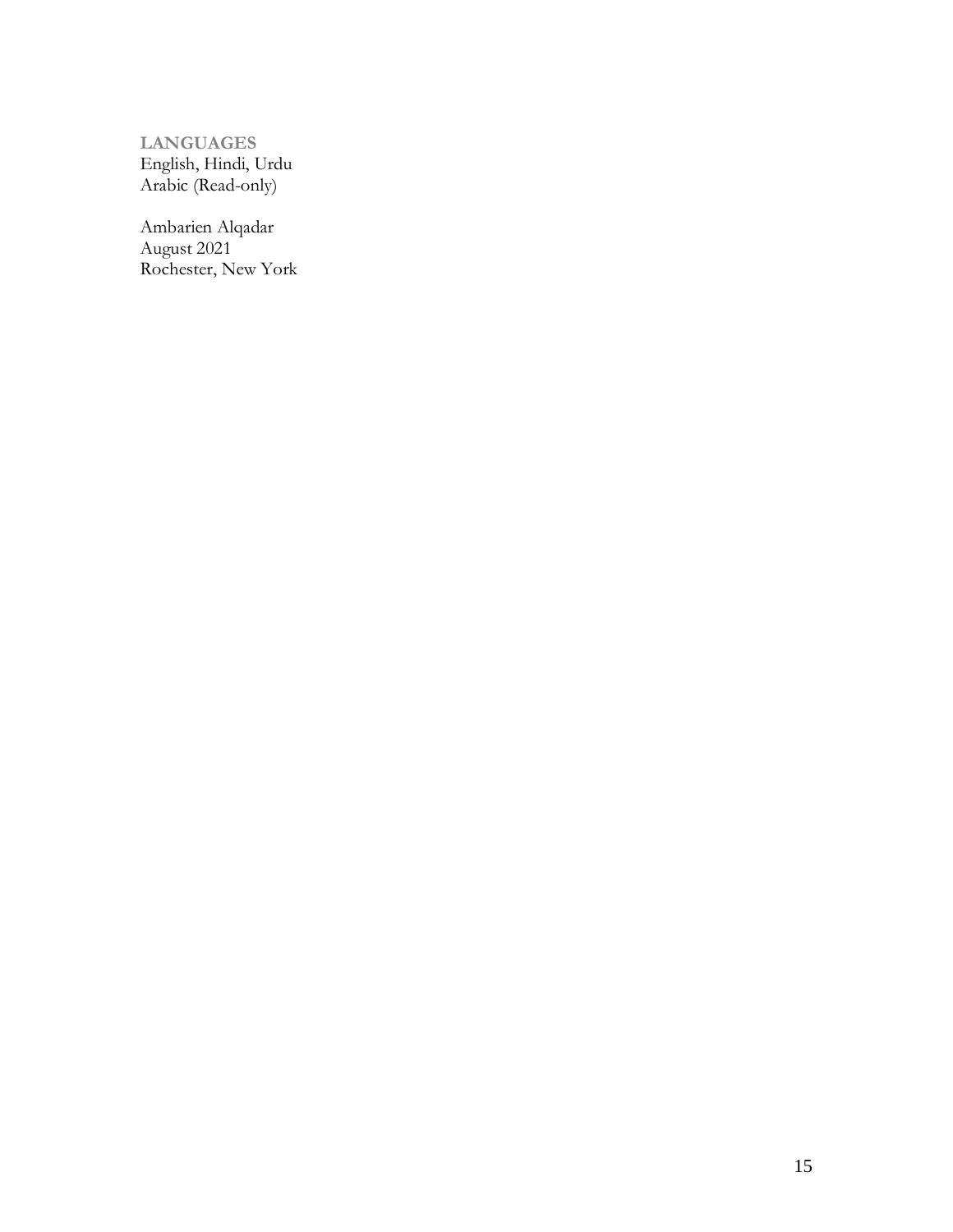**LANGUAGES**
English, Hindi, Urdu
Arabic (Read-only)

Ambarien Alqadar
August 2021
Rochester, New York